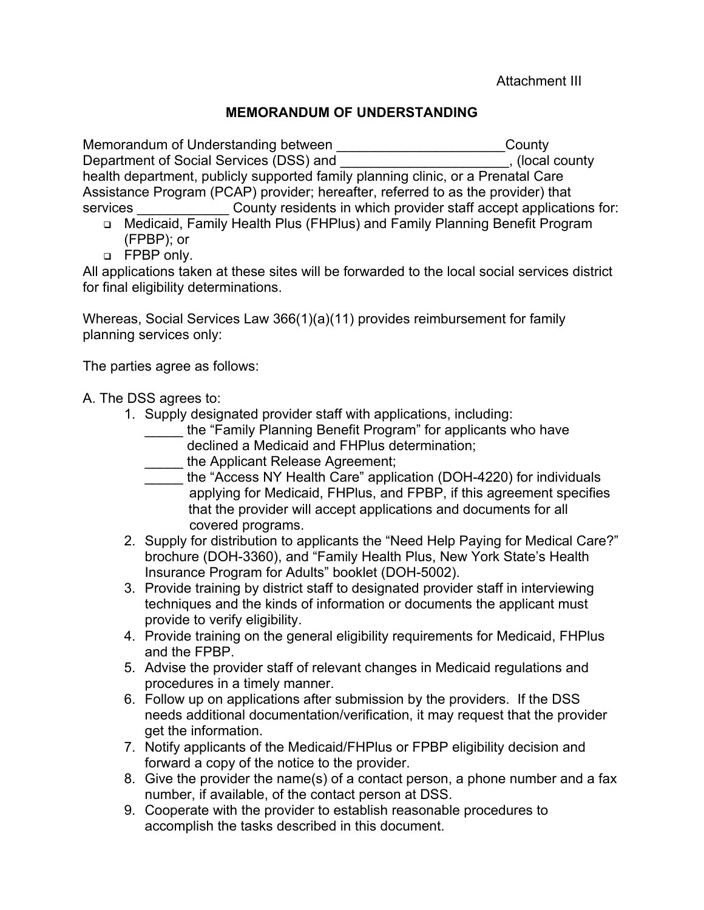Attachment III

**MEMORANDUM OF UNDERSTANDING**

Memorandum of Understanding between ______________________County Department of Social Services (DSS) and ______________________, (local county health department, publicly supported family planning clinic, or a Prenatal Care Assistance Program (PCAP) provider; hereafter, referred to as the provider) that services ____________ County residents in which provider staff accept applications for:

- ❑ Medicaid, Family Health Plus (FHPlus) and Family Planning Benefit Program (FPBP); or
- ❑ FPBP only.

All applications taken at these sites will be forwarded to the local social services district for final eligibility determinations.

Whereas, Social Services Law 366(1)(a)(11) provides reimbursement for family planning services only:

The parties agree as follows:

A. The DSS agrees to:

1. Supply designated provider staff with applications, including:
   _____ the "Family Planning Benefit Program" for applicants who have declined a Medicaid and FHPlus determination;
   _____ the Applicant Release Agreement;
   _____ the "Access NY Health Care" application (DOH-4220) for individuals applying for Medicaid, FHPlus, and FPBP, if this agreement specifies that the provider will accept applications and documents for all covered programs.
2. Supply for distribution to applicants the "Need Help Paying for Medical Care?" brochure (DOH-3360), and "Family Health Plus, New York State's Health Insurance Program for Adults" booklet (DOH-5002).
3. Provide training by district staff to designated provider staff in interviewing techniques and the kinds of information or documents the applicant must provide to verify eligibility.
4. Provide training on the general eligibility requirements for Medicaid, FHPlus and the FPBP.
5. Advise the provider staff of relevant changes in Medicaid regulations and procedures in a timely manner.
6. Follow up on applications after submission by the providers. If the DSS needs additional documentation/verification, it may request that the provider get the information.
7. Notify applicants of the Medicaid/FHPlus or FPBP eligibility decision and forward a copy of the notice to the provider.
8. Give the provider the name(s) of a contact person, a phone number and a fax number, if available, of the contact person at DSS.
9. Cooperate with the provider to establish reasonable procedures to accomplish the tasks described in this document.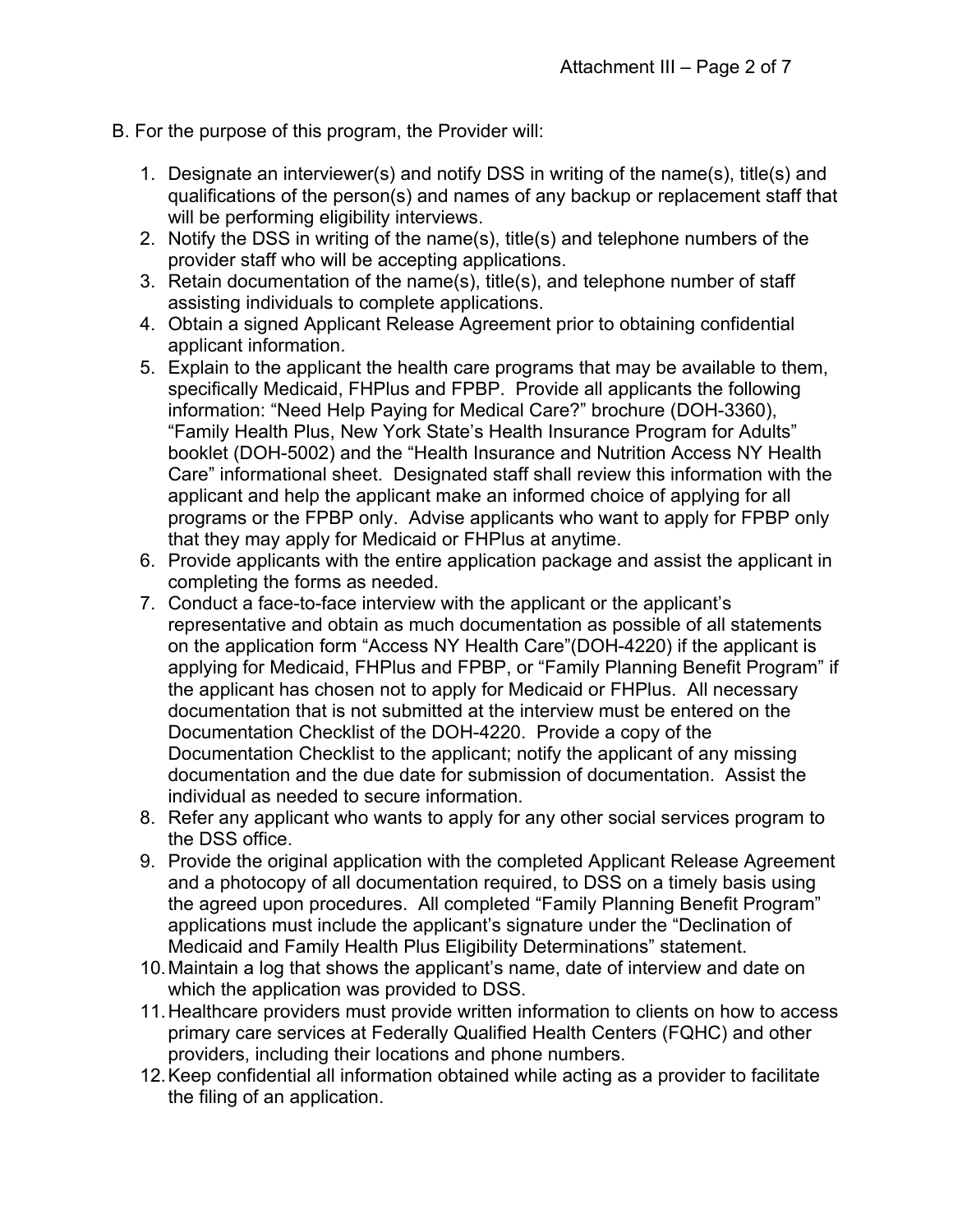B. For the purpose of this program, the Provider will:

1. Designate an interviewer(s) and notify DSS in writing of the name(s), title(s) and qualifications of the person(s) and names of any backup or replacement staff that will be performing eligibility interviews.
2. Notify the DSS in writing of the name(s), title(s) and telephone numbers of the provider staff who will be accepting applications.
3. Retain documentation of the name(s), title(s), and telephone number of staff assisting individuals to complete applications.
4. Obtain a signed Applicant Release Agreement prior to obtaining confidential applicant information.
5. Explain to the applicant the health care programs that may be available to them, specifically Medicaid, FHPlus and FPBP. Provide all applicants the following information: "Need Help Paying for Medical Care?" brochure (DOH-3360), "Family Health Plus, New York State's Health Insurance Program for Adults" booklet (DOH-5002) and the "Health Insurance and Nutrition Access NY Health Care" informational sheet. Designated staff shall review this information with the applicant and help the applicant make an informed choice of applying for all programs or the FPBP only. Advise applicants who want to apply for FPBP only that they may apply for Medicaid or FHPlus at anytime.
6. Provide applicants with the entire application package and assist the applicant in completing the forms as needed.
7. Conduct a face-to-face interview with the applicant or the applicant's representative and obtain as much documentation as possible of all statements on the application form "Access NY Health Care"(DOH-4220) if the applicant is applying for Medicaid, FHPlus and FPBP, or "Family Planning Benefit Program" if the applicant has chosen not to apply for Medicaid or FHPlus. All necessary documentation that is not submitted at the interview must be entered on the Documentation Checklist of the DOH-4220. Provide a copy of the Documentation Checklist to the applicant; notify the applicant of any missing documentation and the due date for submission of documentation. Assist the individual as needed to secure information.
8. Refer any applicant who wants to apply for any other social services program to the DSS office.
9. Provide the original application with the completed Applicant Release Agreement and a photocopy of all documentation required, to DSS on a timely basis using the agreed upon procedures. All completed "Family Planning Benefit Program" applications must include the applicant's signature under the "Declination of Medicaid and Family Health Plus Eligibility Determinations" statement.
10. Maintain a log that shows the applicant's name, date of interview and date on which the application was provided to DSS.
11. Healthcare providers must provide written information to clients on how to access primary care services at Federally Qualified Health Centers (FQHC) and other providers, including their locations and phone numbers.
12. Keep confidential all information obtained while acting as a provider to facilitate the filing of an application.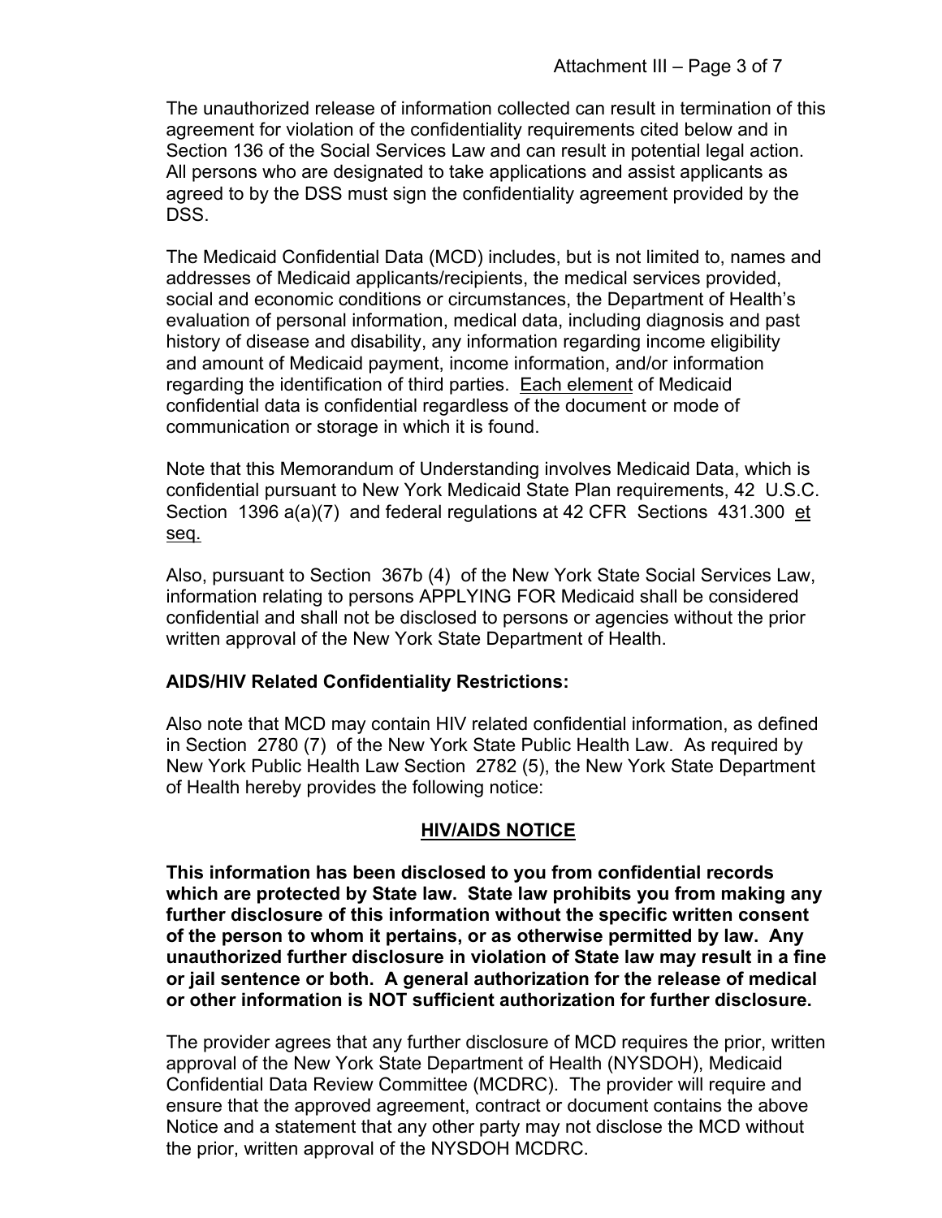The unauthorized release of information collected can result in termination of this agreement for violation of the confidentiality requirements cited below and in Section 136 of the Social Services Law and can result in potential legal action. All persons who are designated to take applications and assist applicants as agreed to by the DSS must sign the confidentiality agreement provided by the DSS.

The Medicaid Confidential Data (MCD) includes, but is not limited to, names and addresses of Medicaid applicants/recipients, the medical services provided, social and economic conditions or circumstances, the Department of Health's evaluation of personal information, medical data, including diagnosis and past history of disease and disability, any information regarding income eligibility and amount of Medicaid payment, income information, and/or information regarding the identification of third parties. <u>Each element</u> of Medicaid confidential data is confidential regardless of the document or mode of communication or storage in which it is found.

Note that this Memorandum of Understanding involves Medicaid Data, which is confidential pursuant to New York Medicaid State Plan requirements, 42 U.S.C. Section 1396 a(a)(7) and federal regulations at 42 CFR Sections 431.300 <u>et seq.</u>

Also, pursuant to Section 367b (4) of the New York State Social Services Law, information relating to persons APPLYING FOR Medicaid shall be considered confidential and shall not be disclosed to persons or agencies without the prior written approval of the New York State Department of Health.

**AIDS/HIV Related Confidentiality Restrictions:**

Also note that MCD may contain HIV related confidential information, as defined in Section 2780 (7) of the New York State Public Health Law. As required by New York Public Health Law Section 2782 (5), the New York State Department of Health hereby provides the following notice:

## <u>HIV/AIDS NOTICE</u>

**This information has been disclosed to you from confidential records which are protected by State law. State law prohibits you from making any further disclosure of this information without the specific written consent of the person to whom it pertains, or as otherwise permitted by law. Any unauthorized further disclosure in violation of State law may result in a fine or jail sentence or both. A general authorization for the release of medical or other information is NOT sufficient authorization for further disclosure.**

The provider agrees that any further disclosure of MCD requires the prior, written approval of the New York State Department of Health (NYSDOH), Medicaid Confidential Data Review Committee (MCDRC). The provider will require and ensure that the approved agreement, contract or document contains the above Notice and a statement that any other party may not disclose the MCD without the prior, written approval of the NYSDOH MCDRC.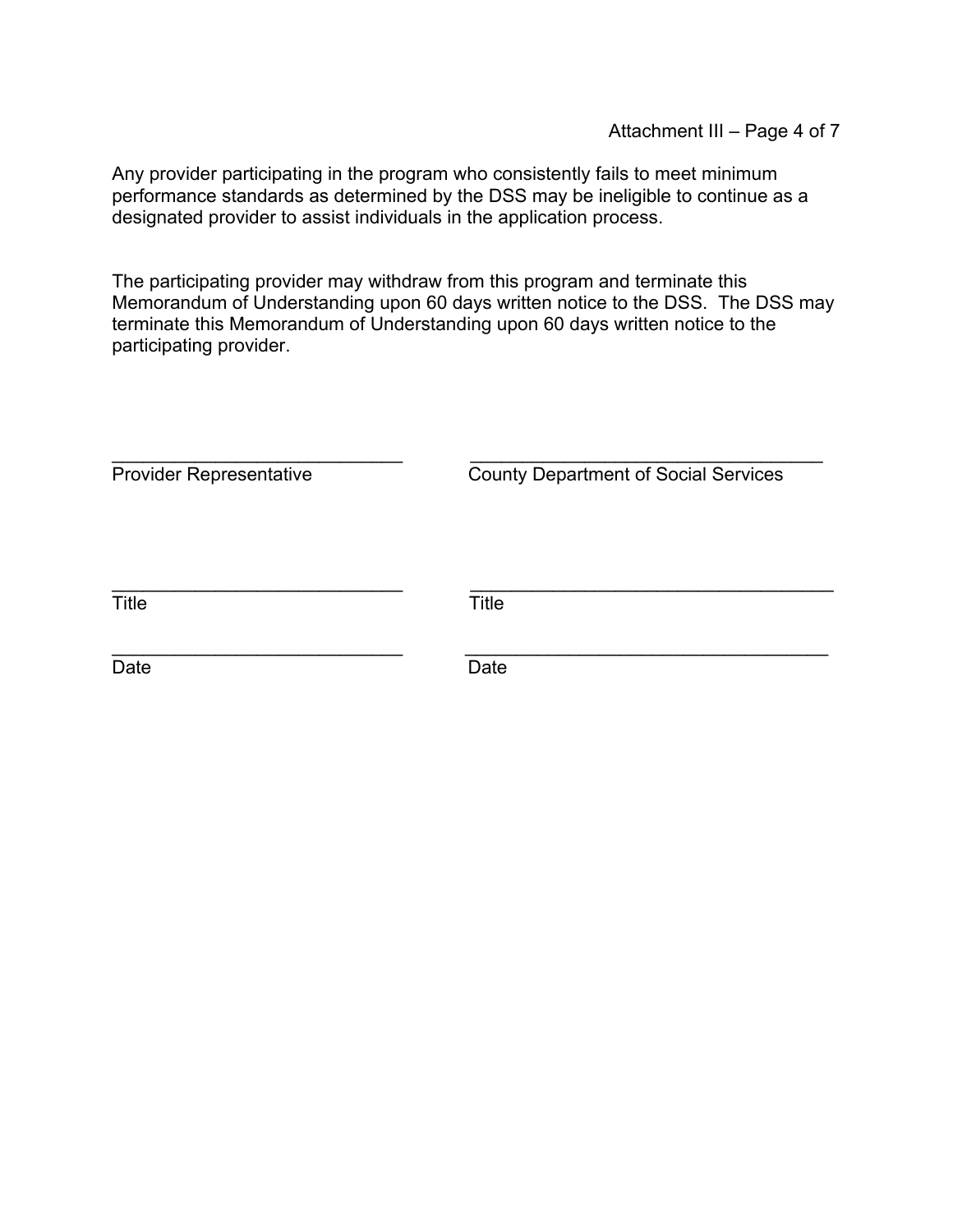Any provider participating in the program who consistently fails to meet minimum performance standards as determined by the DSS may be ineligible to continue as a designated provider to assist individuals in the application process.

The participating provider may withdraw from this program and terminate this Memorandum of Understanding upon 60 days written notice to the DSS. The DSS may terminate this Memorandum of Understanding upon 60 days written notice to the participating provider.

| | |
|---|---|
| ____________________________ | ____________________________ |
| Provider Representative | County Department of Social Services |
| ____________________________ | ____________________________ |
| Title | Title |
| ____________________________ | ____________________________ |
| Date | Date |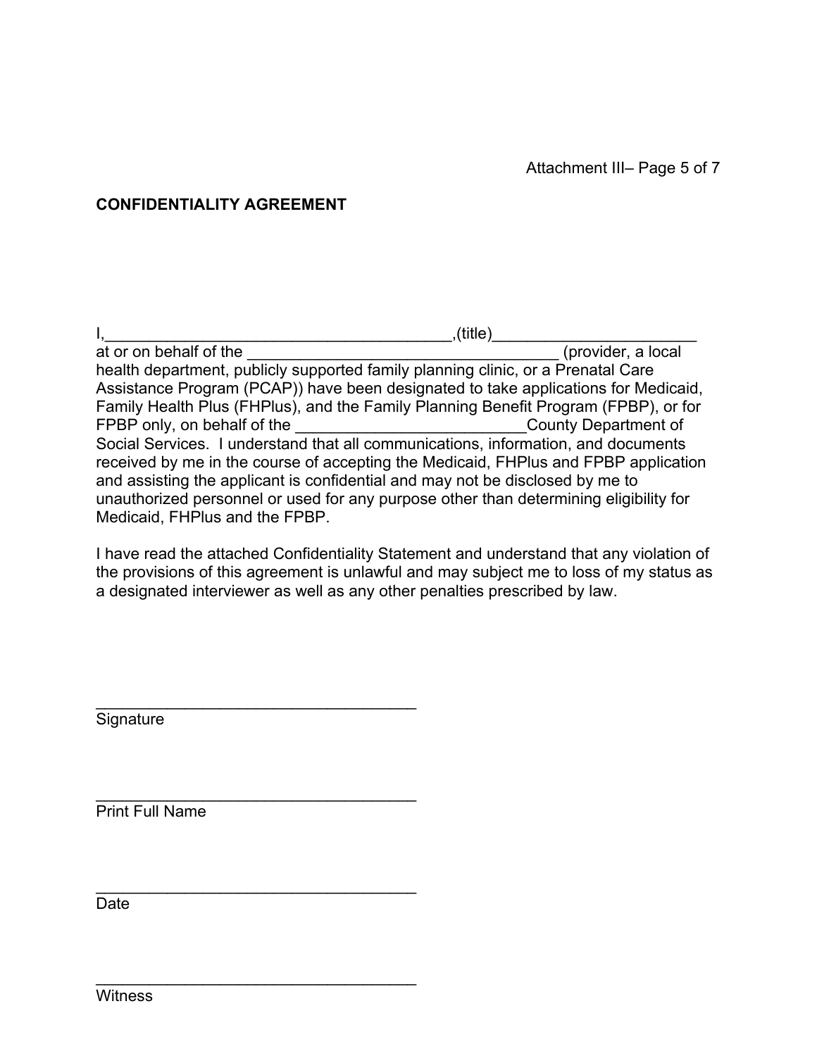Attachment III– Page 5 of 7

**CONFIDENTIALITY AGREEMENT**

I,________________________________________,(title)_______________________ at or on behalf of the ____________________________________ (provider, a local health department, publicly supported family planning clinic, or a Prenatal Care Assistance Program (PCAP)) have been designated to take applications for Medicaid, Family Health Plus (FHPlus), and the Family Planning Benefit Program (FPBP), or for FPBP only, on behalf of the __________________________County Department of Social Services. I understand that all communications, information, and documents received by me in the course of accepting the Medicaid, FHPlus and FPBP application and assisting the applicant is confidential and may not be disclosed by me to unauthorized personnel or used for any purpose other than determining eligibility for Medicaid, FHPlus and the FPBP.

I have read the attached Confidentiality Statement and understand that any violation of the provisions of this agreement is unlawful and may subject me to loss of my status as a designated interviewer as well as any other penalties prescribed by law.

_____________________________________
Signature

_____________________________________
Print Full Name

_____________________________________
Date

_____________________________________
Witness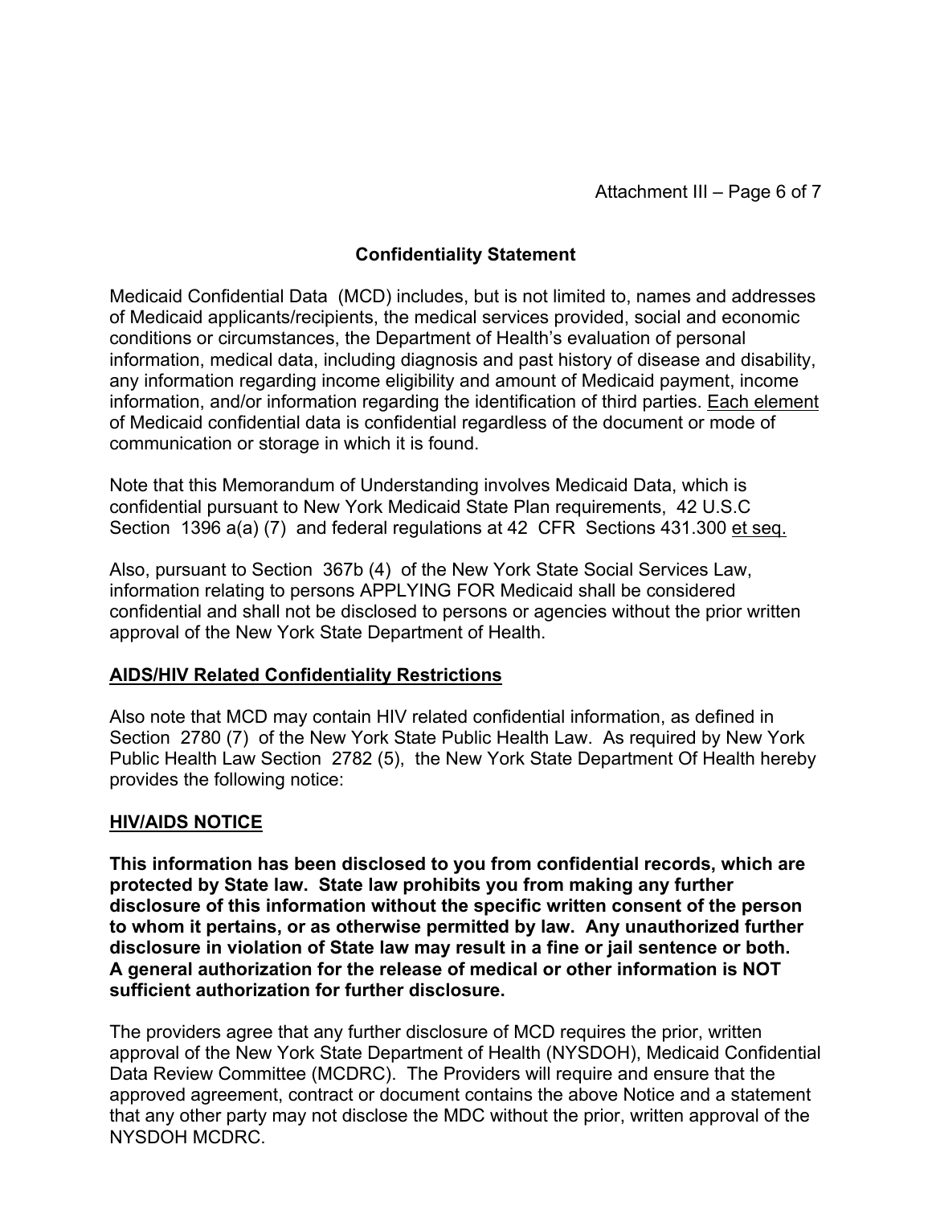## Confidentiality Statement

Medicaid Confidential Data (MCD) includes, but is not limited to, names and addresses of Medicaid applicants/recipients, the medical services provided, social and economic conditions or circumstances, the Department of Health's evaluation of personal information, medical data, including diagnosis and past history of disease and disability, any information regarding income eligibility and amount of Medicaid payment, income information, and/or information regarding the identification of third parties. Each element of Medicaid confidential data is confidential regardless of the document or mode of communication or storage in which it is found.

Note that this Memorandum of Understanding involves Medicaid Data, which is confidential pursuant to New York Medicaid State Plan requirements, 42 U.S.C Section 1396 a(a) (7) and federal regulations at 42 CFR Sections 431.300 et seq.

Also, pursuant to Section 367b (4) of the New York State Social Services Law, information relating to persons APPLYING FOR Medicaid shall be considered confidential and shall not be disclosed to persons or agencies without the prior written approval of the New York State Department of Health.

### AIDS/HIV Related Confidentiality Restrictions

Also note that MCD may contain HIV related confidential information, as defined in Section 2780 (7) of the New York State Public Health Law. As required by New York Public Health Law Section 2782 (5), the New York State Department Of Health hereby provides the following notice:

### HIV/AIDS NOTICE

**This information has been disclosed to you from confidential records, which are protected by State law. State law prohibits you from making any further disclosure of this information without the specific written consent of the person to whom it pertains, or as otherwise permitted by law. Any unauthorized further disclosure in violation of State law may result in a fine or jail sentence or both. A general authorization for the release of medical or other information is NOT sufficient authorization for further disclosure.**

The providers agree that any further disclosure of MCD requires the prior, written approval of the New York State Department of Health (NYSDOH), Medicaid Confidential Data Review Committee (MCDRC). The Providers will require and ensure that the approved agreement, contract or document contains the above Notice and a statement that any other party may not disclose the MDC without the prior, written approval of the NYSDOH MCDRC.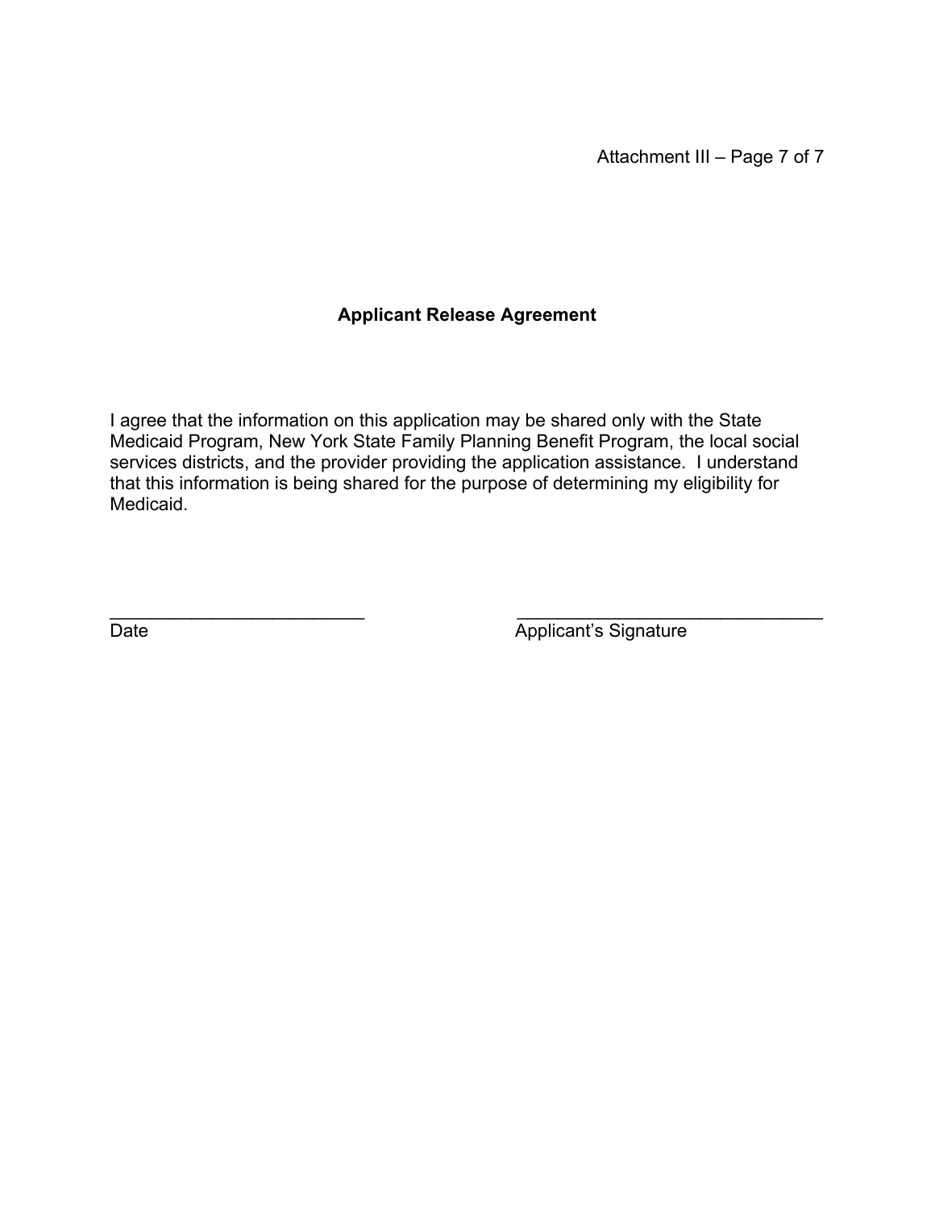## Applicant Release Agreement

I agree that the information on this application may be shared only with the State Medicaid Program, New York State Family Planning Benefit Program, the local social services districts, and the provider providing the application assistance. I understand that this information is being shared for the purpose of determining my eligibility for Medicaid.

| | |
|---|---|
| _________________________ | _______________________________ |
| Date | Applicant's Signature |